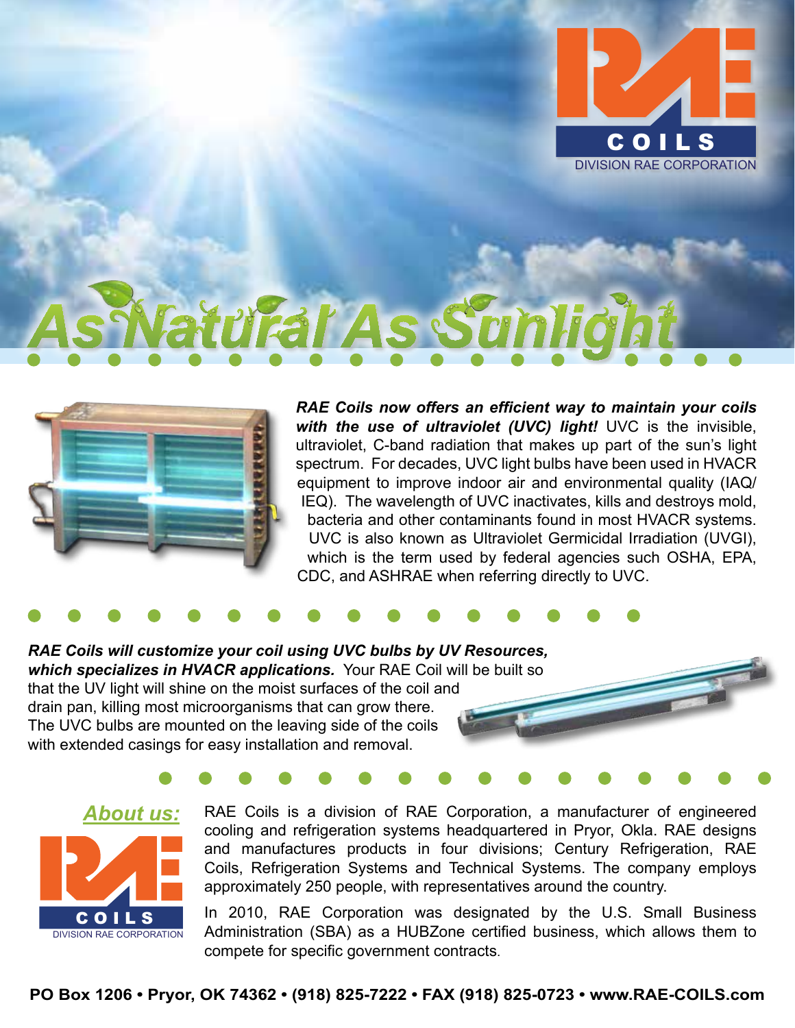RAE COILS
DIVISION RAE CORPORATION

# As Natural As Sunlight

***RAE Coils now offers an efficient way to maintain your coils with the use of ultraviolet (UVC) light!*** UVC is the invisible, ultraviolet, C-band radiation that makes up part of the sun's light spectrum. For decades, UVC light bulbs have been used in HVACR equipment to improve indoor air and environmental quality (IAQ/IEQ). The wavelength of UVC inactivates, kills and destroys mold, bacteria and other contaminants found in most HVACR systems. UVC is also known as Ultraviolet Germicidal Irradiation (UVGI), which is the term used by federal agencies such OSHA, EPA, CDC, and ASHRAE when referring directly to UVC.

***RAE Coils will customize your coil using UVC bulbs by UV Resources, which specializes in HVACR applications.*** Your RAE Coil will be built so that the UV light will shine on the moist surfaces of the coil and drain pan, killing most microorganisms that can grow there. The UVC bulbs are mounted on the leaving side of the coils with extended casings for easy installation and removal.

## *About us:*

RAE COILS
DIVISION RAE CORPORATION

RAE Coils is a division of RAE Corporation, a manufacturer of engineered cooling and refrigeration systems headquartered in Pryor, Okla. RAE designs and manufactures products in four divisions; Century Refrigeration, RAE Coils, Refrigeration Systems and Technical Systems. The company employs approximately 250 people, with representatives around the country.

In 2010, RAE Corporation was designated by the U.S. Small Business Administration (SBA) as a HUBZone certified business, which allows them to compete for specific government contracts.

**PO Box 1206 • Pryor, OK 74362 • (918) 825-7222 • FAX (918) 825-0723 • www.RAE-COILS.com**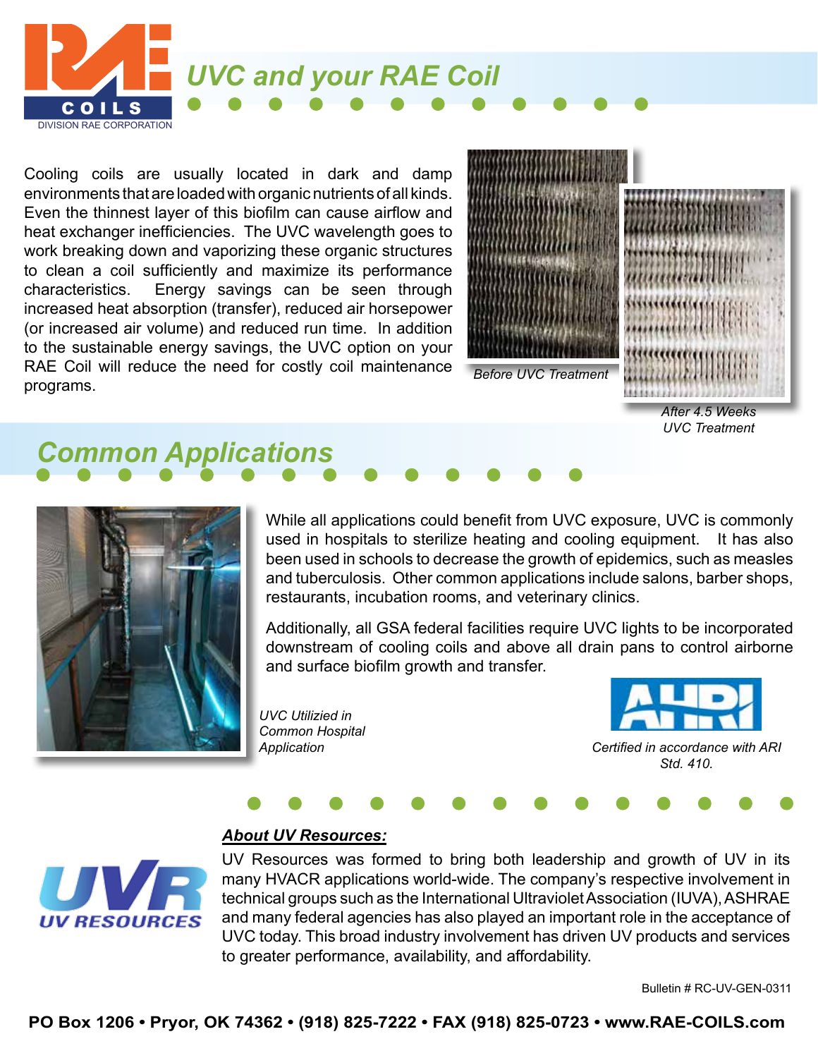# UVC and your RAE Coil

Cooling coils are usually located in dark and damp environments that are loaded with organic nutrients of all kinds. Even the thinnest layer of this biofilm can cause airflow and heat exchanger inefficiencies. The UVC wavelength goes to work breaking down and vaporizing these organic structures to clean a coil sufficiently and maximize its performance characteristics. Energy savings can be seen through increased heat absorption (transfer), reduced air horsepower (or increased air volume) and reduced run time. In addition to the sustainable energy savings, the UVC option on your RAE Coil will reduce the need for costly coil maintenance programs.

*Before UVC Treatment*

*After 4.5 Weeks UVC Treatment*

## Common Applications

While all applications could benefit from UVC exposure, UVC is commonly used in hospitals to sterilize heating and cooling equipment. It has also been used in schools to decrease the growth of epidemics, such as measles and tuberculosis. Other common applications include salons, barber shops, restaurants, incubation rooms, and veterinary clinics.

Additionally, all GSA federal facilities require UVC lights to be incorporated downstream of cooling coils and above all drain pans to control airborne and surface biofilm growth and transfer.

*UVC Utilizied in Common Hospital Application*

*Certified in accordance with ARI Std. 410.*

***About UV Resources:***

UV Resources was formed to bring both leadership and growth of UV in its many HVACR applications world-wide. The company's respective involvement in technical groups such as the International Ultraviolet Association (IUVA), ASHRAE and many federal agencies has also played an important role in the acceptance of UVC today. This broad industry involvement has driven UV products and services to greater performance, availability, and affordability.

Bulletin # RC-UV-GEN-0311

**PO Box 1206 • Pryor, OK 74362 • (918) 825-7222 • FAX (918) 825-0723 • www.RAE-COILS.com**